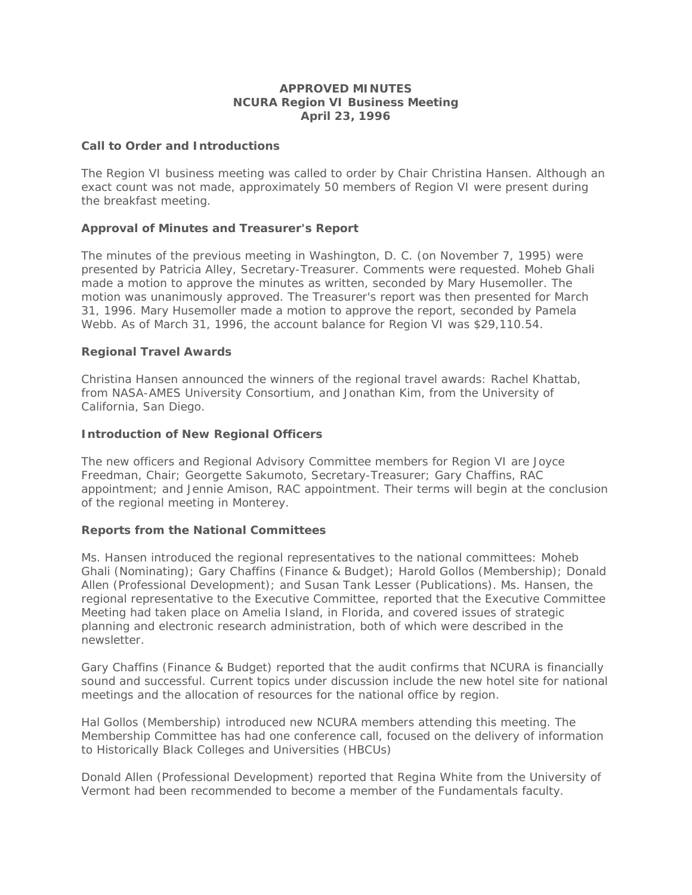# APPROVED MINUTES
## NCURA Region VI Business Meeting
## April 23, 1996

### Call to Order and Introductions

The Region VI business meeting was called to order by Chair Christina Hansen. Although an exact count was not made, approximately 50 members of Region VI were present during the breakfast meeting.

### Approval of Minutes and Treasurer's Report

The minutes of the previous meeting in Washington, D. C. (on November 7, 1995) were presented by Patricia Alley, Secretary-Treasurer. Comments were requested. Moheb Ghali made a motion to approve the minutes as written, seconded by Mary Husemoller. The motion was unanimously approved. The Treasurer's report was then presented for March 31, 1996. Mary Husemoller made a motion to approve the report, seconded by Pamela Webb. As of March 31, 1996, the account balance for Region VI was $29,110.54.

### Regional Travel Awards

Christina Hansen announced the winners of the regional travel awards: Rachel Khattab, from NASA-AMES University Consortium, and Jonathan Kim, from the University of California, San Diego.

### Introduction of New Regional Officers

The new officers and Regional Advisory Committee members for Region VI are Joyce Freedman, Chair; Georgette Sakumoto, Secretary-Treasurer; Gary Chaffins, RAC appointment; and Jennie Amison, RAC appointment. Their terms will begin at the conclusion of the regional meeting in Monterey.

### Reports from the National Committees

Ms. Hansen introduced the regional representatives to the national committees: Moheb Ghali (Nominating); Gary Chaffins (Finance & Budget); Harold Gollos (Membership); Donald Allen (Professional Development); and Susan Tank Lesser (Publications). Ms. Hansen, the regional representative to the Executive Committee, reported that the Executive Committee Meeting had taken place on Amelia Island, in Florida, and covered issues of strategic planning and electronic research administration, both of which were described in the newsletter.

Gary Chaffins (Finance & Budget) reported that the audit confirms that NCURA is financially sound and successful. Current topics under discussion include the new hotel site for national meetings and the allocation of resources for the national office by region.

Hal Gollos (Membership) introduced new NCURA members attending this meeting. The Membership Committee has had one conference call, focused on the delivery of information to Historically Black Colleges and Universities (HBCUs)

Donald Allen (Professional Development) reported that Regina White from the University of Vermont had been recommended to become a member of the Fundamentals faculty.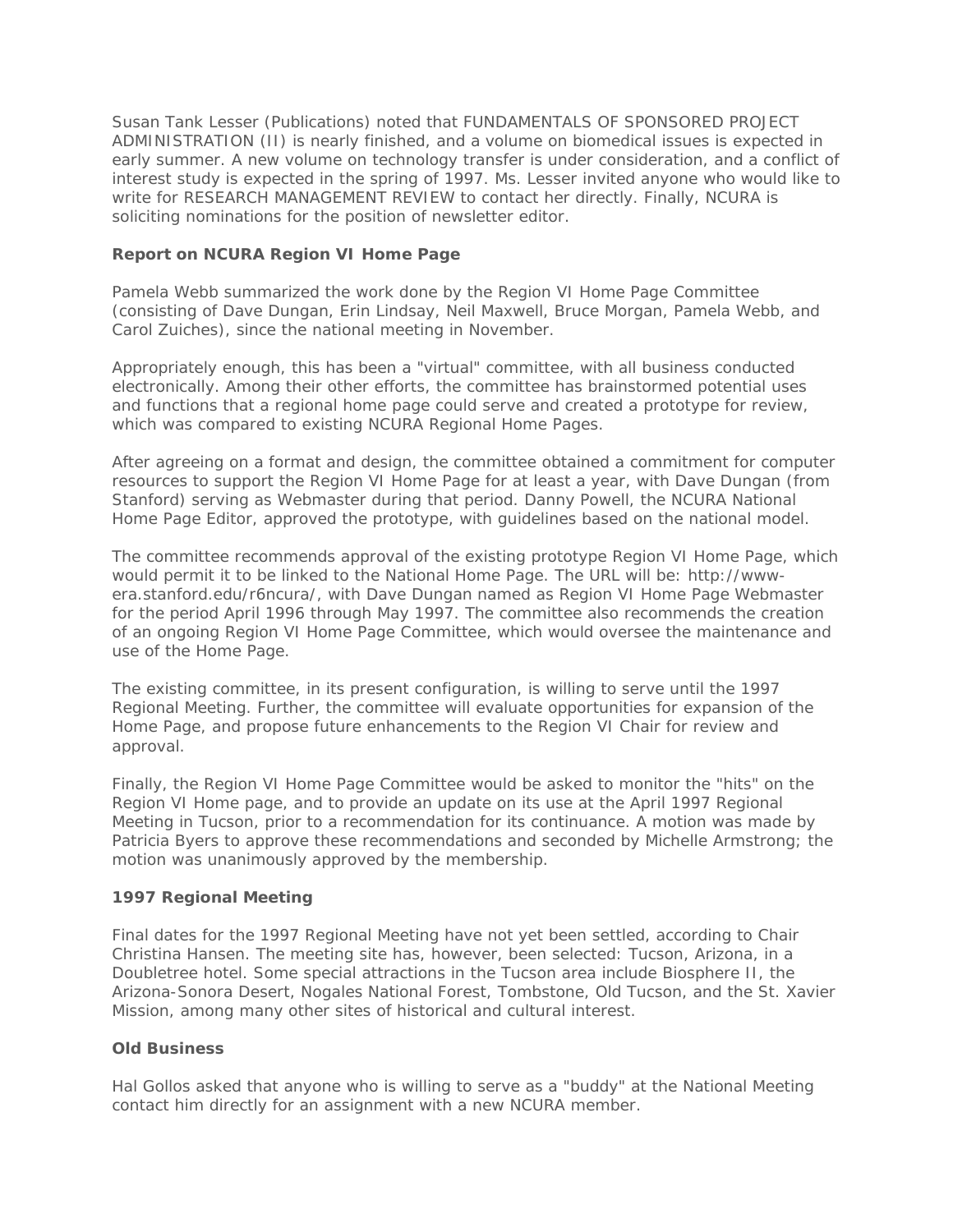Susan Tank Lesser (Publications) noted that FUNDAMENTALS OF SPONSORED PROJECT ADMINISTRATION (II) is nearly finished, and a volume on biomedical issues is expected in early summer. A new volume on technology transfer is under consideration, and a conflict of interest study is expected in the spring of 1997. Ms. Lesser invited anyone who would like to write for RESEARCH MANAGEMENT REVIEW to contact her directly. Finally, NCURA is soliciting nominations for the position of newsletter editor.

**Report on NCURA Region VI Home Page**

Pamela Webb summarized the work done by the Region VI Home Page Committee (consisting of Dave Dungan, Erin Lindsay, Neil Maxwell, Bruce Morgan, Pamela Webb, and Carol Zuiches), since the national meeting in November.

Appropriately enough, this has been a "virtual" committee, with all business conducted electronically. Among their other efforts, the committee has brainstormed potential uses and functions that a regional home page could serve and created a prototype for review, which was compared to existing NCURA Regional Home Pages.

After agreeing on a format and design, the committee obtained a commitment for computer resources to support the Region VI Home Page for at least a year, with Dave Dungan (from Stanford) serving as Webmaster during that period. Danny Powell, the NCURA National Home Page Editor, approved the prototype, with guidelines based on the national model.

The committee recommends approval of the existing prototype Region VI Home Page, which would permit it to be linked to the National Home Page. The URL will be: http://www-era.stanford.edu/r6ncura/, with Dave Dungan named as Region VI Home Page Webmaster for the period April 1996 through May 1997. The committee also recommends the creation of an ongoing Region VI Home Page Committee, which would oversee the maintenance and use of the Home Page.

The existing committee, in its present configuration, is willing to serve until the 1997 Regional Meeting. Further, the committee will evaluate opportunities for expansion of the Home Page, and propose future enhancements to the Region VI Chair for review and approval.

Finally, the Region VI Home Page Committee would be asked to monitor the "hits" on the Region VI Home page, and to provide an update on its use at the April 1997 Regional Meeting in Tucson, prior to a recommendation for its continuance. A motion was made by Patricia Byers to approve these recommendations and seconded by Michelle Armstrong; the motion was unanimously approved by the membership.

**1997 Regional Meeting**

Final dates for the 1997 Regional Meeting have not yet been settled, according to Chair Christina Hansen. The meeting site has, however, been selected: Tucson, Arizona, in a Doubletree hotel. Some special attractions in the Tucson area include Biosphere II, the Arizona-Sonora Desert, Nogales National Forest, Tombstone, Old Tucson, and the St. Xavier Mission, among many other sites of historical and cultural interest.

**Old Business**

Hal Gollos asked that anyone who is willing to serve as a "buddy" at the National Meeting contact him directly for an assignment with a new NCURA member.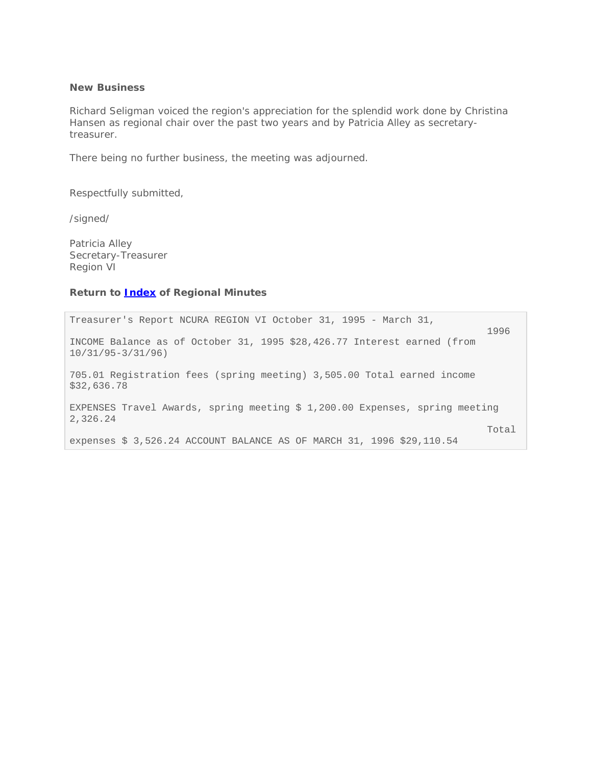**New Business**

Richard Seligman voiced the region's appreciation for the splendid work done by Christina Hansen as regional chair over the past two years and by Patricia Alley as secretary-treasurer.

There being no further business, the meeting was adjourned.

Respectfully submitted,

/signed/

Patricia Alley
Secretary-Treasurer
Region VI

**Return to Index of Regional Minutes**

```
Treasurer's Report NCURA REGION VI October 31, 1995 - March 31,
                                                                   1996
INCOME Balance as of October 31, 1995 $28,426.77 Interest earned (from
10/31/95-3/31/96)

705.01 Registration fees (spring meeting) 3,505.00 Total earned income
$32,636.78

EXPENSES Travel Awards, spring meeting $ 1,200.00 Expenses, spring meeting
2,326.24
                                                                   Total
expenses $ 3,526.24 ACCOUNT BALANCE AS OF MARCH 31, 1996 $29,110.54
```